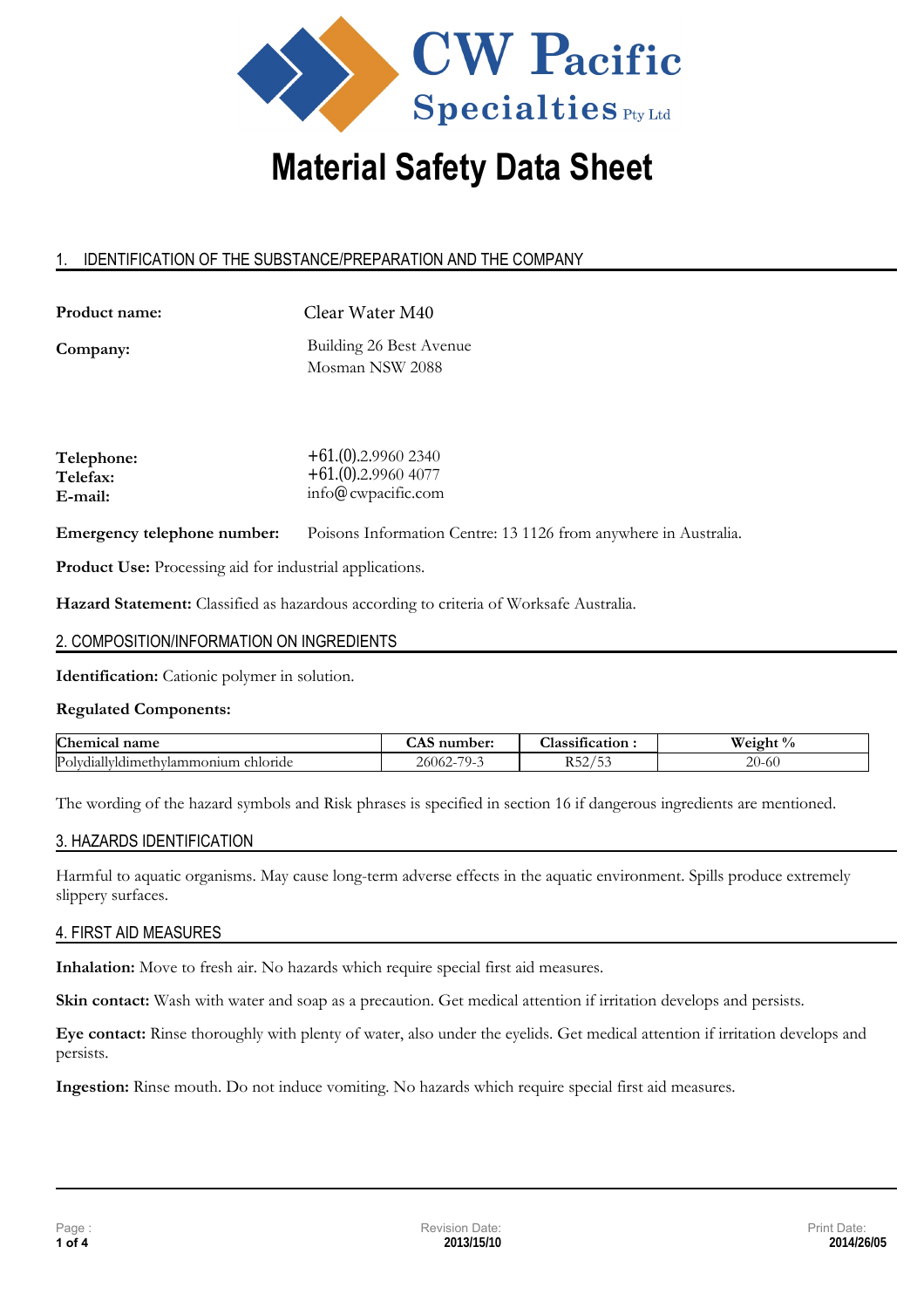CW Pacific Specialties Pty Ltd

# Material Safety Data Sheet

## 1. IDENTIFICATION OF THE SUBSTANCE/PREPARATION AND THE COMPANY

**Product name:** Clear Water M40

**Company:** Building 26 Best Avenue
Mosman NSW 2088

**Telephone:** +61.(0).2.9960 2340
**Telefax:** +61.(0).2.9960 4077
**E-mail:** info@cwpacific.com

**Emergency telephone number:** Poisons Information Centre: 13 1126 from anywhere in Australia.

**Product Use:** Processing aid for industrial applications.

**Hazard Statement:** Classified as hazardous according to criteria of Worksafe Australia.

## 2. COMPOSITION/INFORMATION ON INGREDIENTS

**Identification:** Cationic polymer in solution.

**Regulated Components:**

| Chemical name | CAS number: | Classification : | Weight % |
|---|---|---|---|
| Polydiallyldimethylammonium chloride | 26062-79-3 | R52/53 | 20-60 |

The wording of the hazard symbols and Risk phrases is specified in section 16 if dangerous ingredients are mentioned.

## 3. HAZARDS IDENTIFICATION

Harmful to aquatic organisms. May cause long-term adverse effects in the aquatic environment. Spills produce extremely slippery surfaces.

## 4. FIRST AID MEASURES

**Inhalation:** Move to fresh air. No hazards which require special first aid measures.

**Skin contact:** Wash with water and soap as a precaution. Get medical attention if irritation develops and persists.

**Eye contact:** Rinse thoroughly with plenty of water, also under the eyelids. Get medical attention if irritation develops and persists.

**Ingestion:** Rinse mouth. Do not induce vomiting. No hazards which require special first aid measures.

Revision Date: 2013/15/10

Print Date: 2014/26/05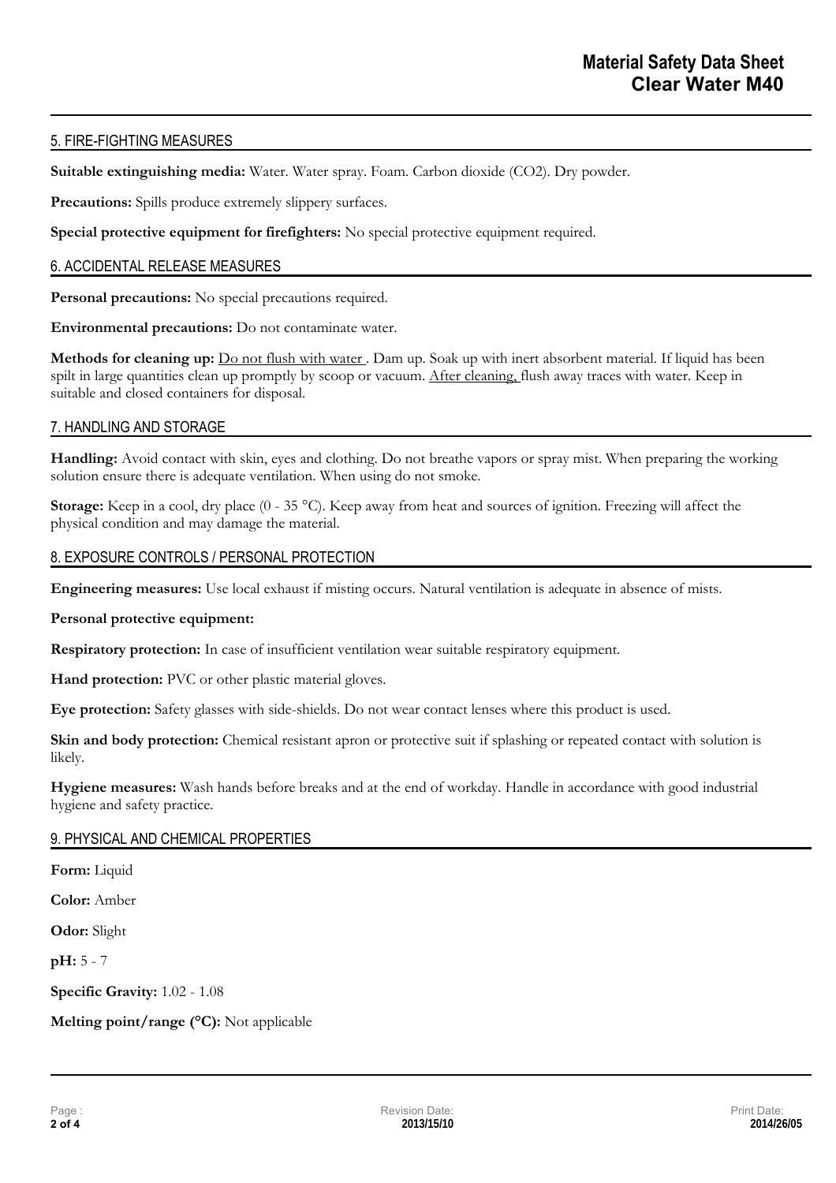## 5. FIRE-FIGHTING MEASURES

**Suitable extinguishing media:** Water. Water spray. Foam. Carbon dioxide ($CO_2$). Dry powder.

**Precautions:** Spills produce extremely slippery surfaces.

**Special protective equipment for firefighters:** No special protective equipment required.

## 6. ACCIDENTAL RELEASE MEASURES

**Personal precautions:** No special precautions required.

**Environmental precautions:** Do not contaminate water.

**Methods for cleaning up:** Do not flush with water . Dam up. Soak up with inert absorbent material. If liquid has been spilt in large quantities clean up promptly by scoop or vacuum. After cleaning, flush away traces with water. Keep in suitable and closed containers for disposal.

## 7. HANDLING AND STORAGE

**Handling:** Avoid contact with skin, eyes and clothing. Do not breathe vapors or spray mist. When preparing the working solution ensure there is adequate ventilation. When using do not smoke.

**Storage:** Keep in a cool, dry place (0 - 35 °C). Keep away from heat and sources of ignition. Freezing will affect the physical condition and may damage the material.

## 8. EXPOSURE CONTROLS / PERSONAL PROTECTION

**Engineering measures:** Use local exhaust if misting occurs. Natural ventilation is adequate in absence of mists.

**Personal protective equipment:**

**Respiratory protection:** In case of insufficient ventilation wear suitable respiratory equipment.

**Hand protection:** PVC or other plastic material gloves.

**Eye protection:** Safety glasses with side-shields. Do not wear contact lenses where this product is used.

**Skin and body protection:** Chemical resistant apron or protective suit if splashing or repeated contact with solution is likely.

**Hygiene measures:** Wash hands before breaks and at the end of workday. Handle in accordance with good industrial hygiene and safety practice.

## 9. PHYSICAL AND CHEMICAL PROPERTIES

**Form:** Liquid

**Color:** Amber

**Odor:** Slight

**pH:** 5 - 7

**Specific Gravity:** 1.02 - 1.08

**Melting point/range (°C):** Not applicable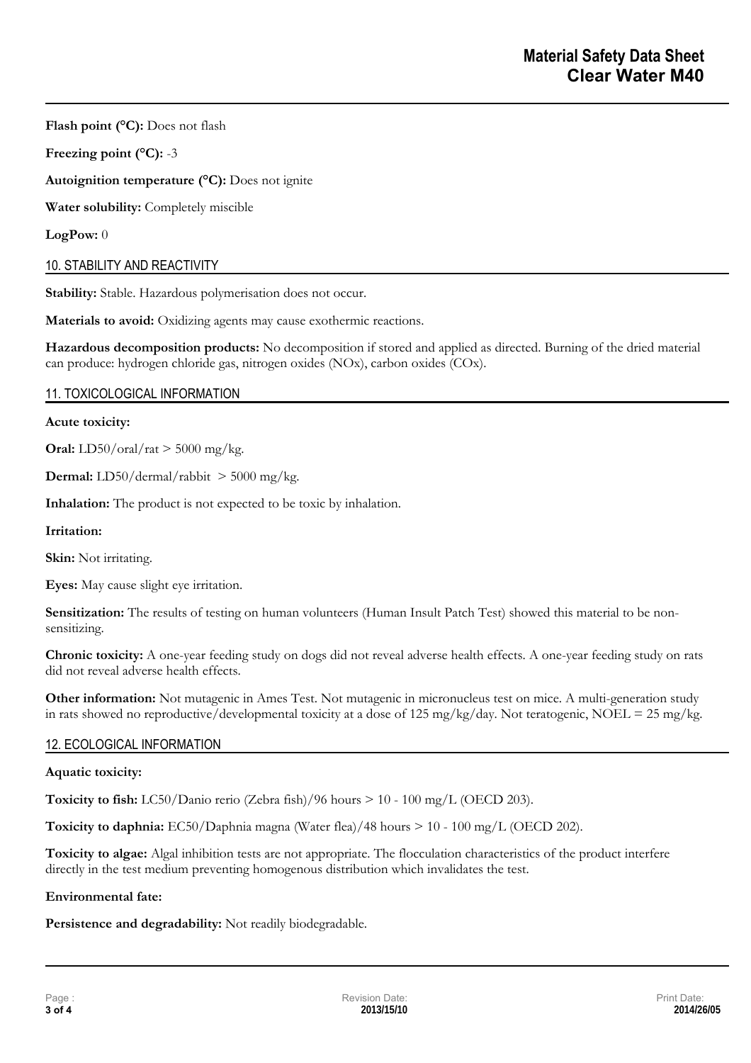**Flash point (°C):** Does not flash

**Freezing point (°C):** -3

**Autoignition temperature (°C):** Does not ignite

**Water solubility:** Completely miscible

**LogPow:** 0

## 10. STABILITY AND REACTIVITY

**Stability:** Stable. Hazardous polymerisation does not occur.

**Materials to avoid:** Oxidizing agents may cause exothermic reactions.

**Hazardous decomposition products:** No decomposition if stored and applied as directed. Burning of the dried material can produce: hydrogen chloride gas, nitrogen oxides (NOx), carbon oxides (COx).

## 11. TOXICOLOGICAL INFORMATION

**Acute toxicity:**

**Oral:** LD50/oral/rat > 5000 mg/kg.

**Dermal:** LD50/dermal/rabbit > 5000 mg/kg.

**Inhalation:** The product is not expected to be toxic by inhalation.

**Irritation:**

**Skin:** Not irritating.

**Eyes:** May cause slight eye irritation.

**Sensitization:** The results of testing on human volunteers (Human Insult Patch Test) showed this material to be non-sensitizing.

**Chronic toxicity:** A one-year feeding study on dogs did not reveal adverse health effects. A one-year feeding study on rats did not reveal adverse health effects.

**Other information:** Not mutagenic in Ames Test. Not mutagenic in micronucleus test on mice. A multi-generation study in rats showed no reproductive/developmental toxicity at a dose of 125 mg/kg/day. Not teratogenic, NOEL = 25 mg/kg.

## 12. ECOLOGICAL INFORMATION

**Aquatic toxicity:**

**Toxicity to fish:** LC50/Danio rerio (Zebra fish)/96 hours > 10 - 100 mg/L (OECD 203).

**Toxicity to daphnia:** EC50/Daphnia magna (Water flea)/48 hours > 10 - 100 mg/L (OECD 202).

**Toxicity to algae:** Algal inhibition tests are not appropriate. The flocculation characteristics of the product interfere directly in the test medium preventing homogenous distribution which invalidates the test.

**Environmental fate:**

**Persistence and degradability:** Not readily biodegradable.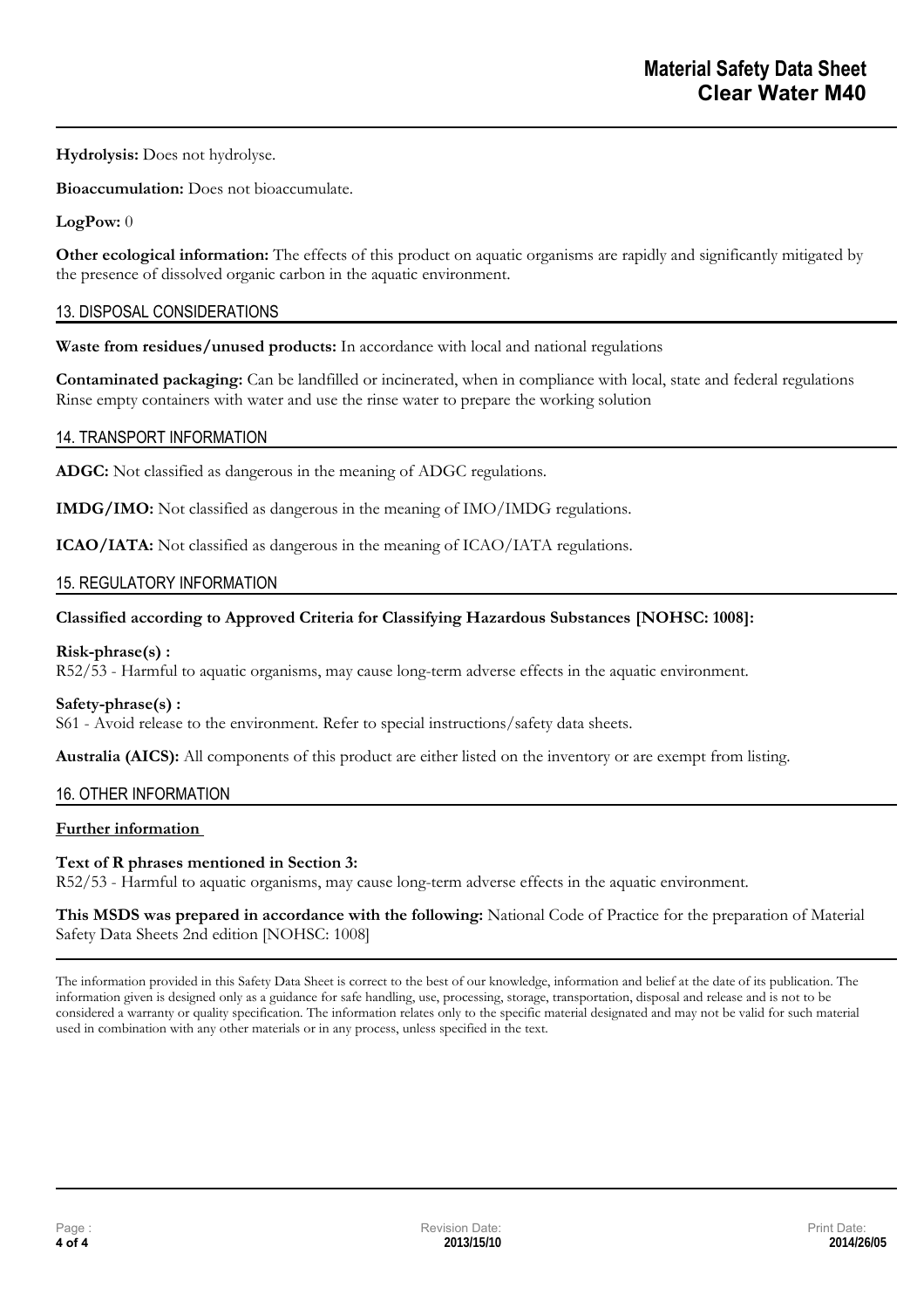**Hydrolysis:** Does not hydrolyse.

**Bioaccumulation:** Does not bioaccumulate.

**LogPow:** 0

**Other ecological information:** The effects of this product on aquatic organisms are rapidly and significantly mitigated by the presence of dissolved organic carbon in the aquatic environment.

## 13. DISPOSAL CONSIDERATIONS

**Waste from residues/unused products:** In accordance with local and national regulations

**Contaminated packaging:** Can be landfilled or incinerated, when in compliance with local, state and federal regulations Rinse empty containers with water and use the rinse water to prepare the working solution

## 14. TRANSPORT INFORMATION

**ADGC:** Not classified as dangerous in the meaning of ADGC regulations.

**IMDG/IMO:** Not classified as dangerous in the meaning of IMO/IMDG regulations.

**ICAO/IATA:** Not classified as dangerous in the meaning of ICAO/IATA regulations.

## 15. REGULATORY INFORMATION

**Classified according to Approved Criteria for Classifying Hazardous Substances [NOHSC: 1008]:**

**Risk-phrase(s) :**
R52/53 - Harmful to aquatic organisms, may cause long-term adverse effects in the aquatic environment.

**Safety-phrase(s) :**
S61 - Avoid release to the environment. Refer to special instructions/safety data sheets.

**Australia (AICS):** All components of this product are either listed on the inventory or are exempt from listing.

## 16. OTHER INFORMATION

**Further information**

**Text of R phrases mentioned in Section 3:**
R52/53 - Harmful to aquatic organisms, may cause long-term adverse effects in the aquatic environment.

**This MSDS was prepared in accordance with the following:** National Code of Practice for the preparation of Material Safety Data Sheets 2nd edition [NOHSC: 1008]

The information provided in this Safety Data Sheet is correct to the best of our knowledge, information and belief at the date of its publication. The information given is designed only as a guidance for safe handling, use, processing, storage, transportation, disposal and release and is not to be considered a warranty or quality specification. The information relates only to the specific material designated and may not be valid for such material used in combination with any other materials or in any process, unless specified in the text.

Revision Date: **2013/15/10**

Print Date: **2014/26/05**